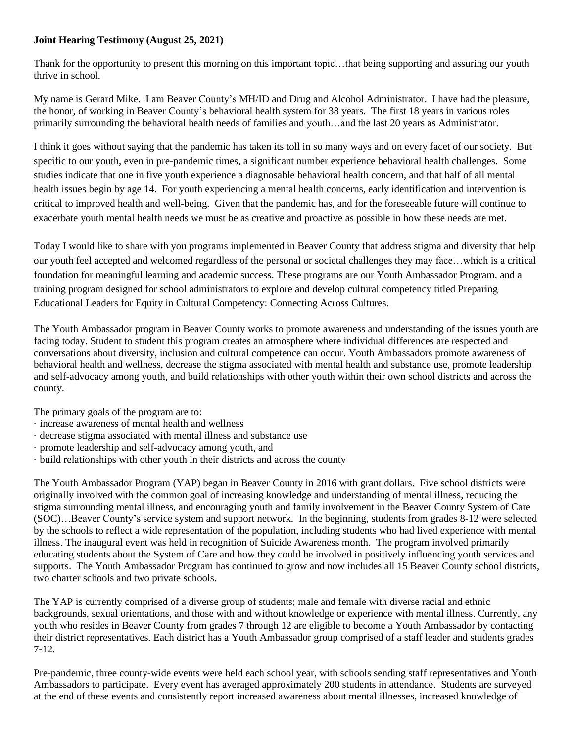**Joint Hearing Testimony (August 25, 2021)**

Thank for the opportunity to present this morning on this important topic…that being supporting and assuring our youth thrive in school.

My name is Gerard Mike. I am Beaver County's MH/ID and Drug and Alcohol Administrator. I have had the pleasure, the honor, of working in Beaver County's behavioral health system for 38 years. The first 18 years in various roles primarily surrounding the behavioral health needs of families and youth…and the last 20 years as Administrator.

I think it goes without saying that the pandemic has taken its toll in so many ways and on every facet of our society. But specific to our youth, even in pre-pandemic times, a significant number experience behavioral health challenges. Some studies indicate that one in five youth experience a diagnosable behavioral health concern, and that half of all mental health issues begin by age 14. For youth experiencing a mental health concerns, early identification and intervention is critical to improved health and well-being. Given that the pandemic has, and for the foreseeable future will continue to exacerbate youth mental health needs we must be as creative and proactive as possible in how these needs are met.

Today I would like to share with you programs implemented in Beaver County that address stigma and diversity that help our youth feel accepted and welcomed regardless of the personal or societal challenges they may face…which is a critical foundation for meaningful learning and academic success. These programs are our Youth Ambassador Program, and a training program designed for school administrators to explore and develop cultural competency titled Preparing Educational Leaders for Equity in Cultural Competency: Connecting Across Cultures.

The Youth Ambassador program in Beaver County works to promote awareness and understanding of the issues youth are facing today. Student to student this program creates an atmosphere where individual differences are respected and conversations about diversity, inclusion and cultural competence can occur. Youth Ambassadors promote awareness of behavioral health and wellness, decrease the stigma associated with mental health and substance use, promote leadership and self-advocacy among youth, and build relationships with other youth within their own school districts and across the county.

The primary goals of the program are to:

- increase awareness of mental health and wellness
- decrease stigma associated with mental illness and substance use
- promote leadership and self-advocacy among youth, and
- build relationships with other youth in their districts and across the county

The Youth Ambassador Program (YAP) began in Beaver County in 2016 with grant dollars. Five school districts were originally involved with the common goal of increasing knowledge and understanding of mental illness, reducing the stigma surrounding mental illness, and encouraging youth and family involvement in the Beaver County System of Care (SOC)…Beaver County's service system and support network. In the beginning, students from grades 8-12 were selected by the schools to reflect a wide representation of the population, including students who had lived experience with mental illness. The inaugural event was held in recognition of Suicide Awareness month. The program involved primarily educating students about the System of Care and how they could be involved in positively influencing youth services and supports. The Youth Ambassador Program has continued to grow and now includes all 15 Beaver County school districts, two charter schools and two private schools.

The YAP is currently comprised of a diverse group of students; male and female with diverse racial and ethnic backgrounds, sexual orientations, and those with and without knowledge or experience with mental illness. Currently, any youth who resides in Beaver County from grades 7 through 12 are eligible to become a Youth Ambassador by contacting their district representatives. Each district has a Youth Ambassador group comprised of a staff leader and students grades 7-12.

Pre-pandemic, three county-wide events were held each school year, with schools sending staff representatives and Youth Ambassadors to participate. Every event has averaged approximately 200 students in attendance. Students are surveyed at the end of these events and consistently report increased awareness about mental illnesses, increased knowledge of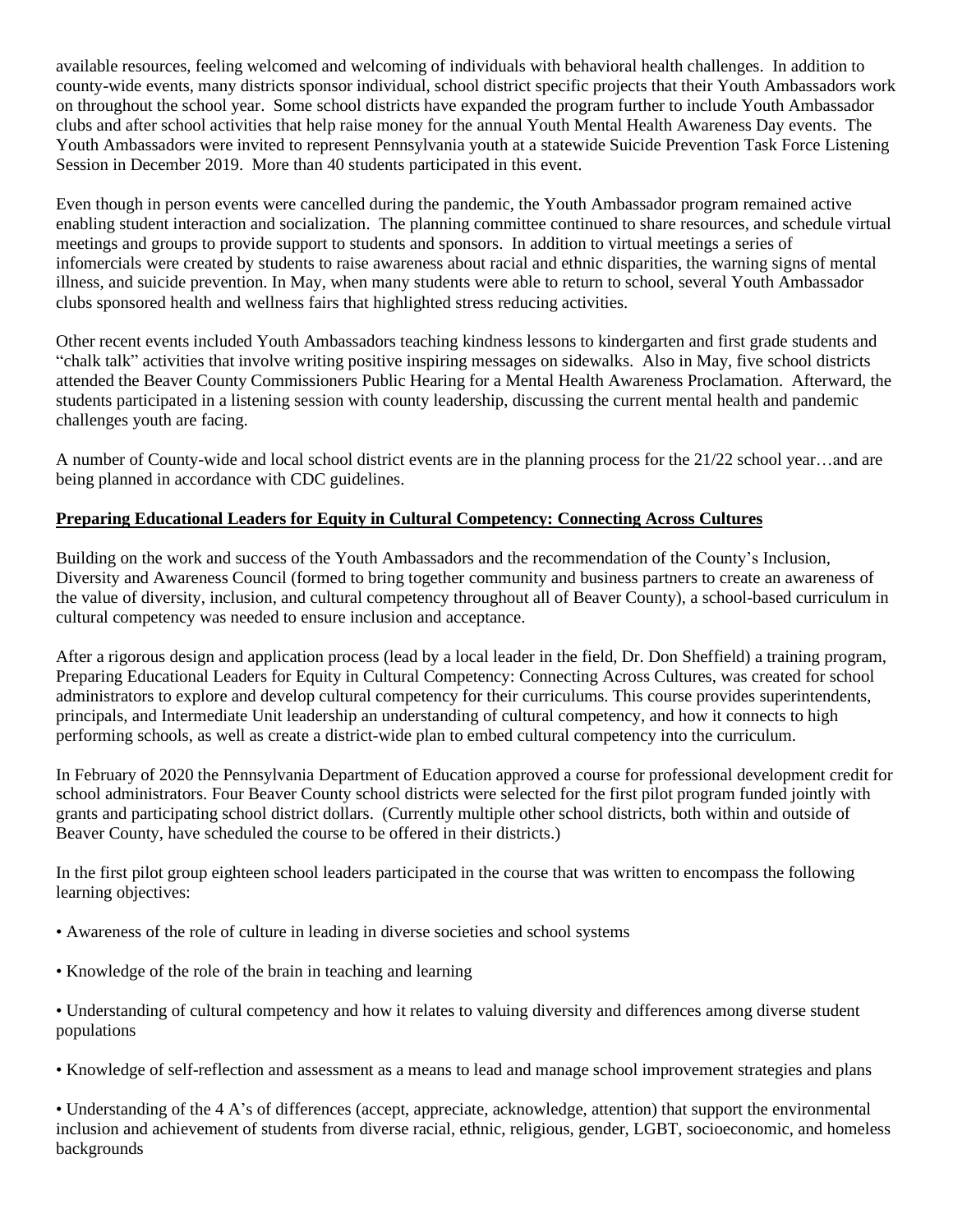available resources, feeling welcomed and welcoming of individuals with behavioral health challenges. In addition to county-wide events, many districts sponsor individual, school district specific projects that their Youth Ambassadors work on throughout the school year. Some school districts have expanded the program further to include Youth Ambassador clubs and after school activities that help raise money for the annual Youth Mental Health Awareness Day events. The Youth Ambassadors were invited to represent Pennsylvania youth at a statewide Suicide Prevention Task Force Listening Session in December 2019. More than 40 students participated in this event.

Even though in person events were cancelled during the pandemic, the Youth Ambassador program remained active enabling student interaction and socialization. The planning committee continued to share resources, and schedule virtual meetings and groups to provide support to students and sponsors. In addition to virtual meetings a series of infomercials were created by students to raise awareness about racial and ethnic disparities, the warning signs of mental illness, and suicide prevention. In May, when many students were able to return to school, several Youth Ambassador clubs sponsored health and wellness fairs that highlighted stress reducing activities.

Other recent events included Youth Ambassadors teaching kindness lessons to kindergarten and first grade students and "chalk talk" activities that involve writing positive inspiring messages on sidewalks. Also in May, five school districts attended the Beaver County Commissioners Public Hearing for a Mental Health Awareness Proclamation. Afterward, the students participated in a listening session with county leadership, discussing the current mental health and pandemic challenges youth are facing.

A number of County-wide and local school district events are in the planning process for the 21/22 school year…and are being planned in accordance with CDC guidelines.

**Preparing Educational Leaders for Equity in Cultural Competency: Connecting Across Cultures**

Building on the work and success of the Youth Ambassadors and the recommendation of the County's Inclusion, Diversity and Awareness Council (formed to bring together community and business partners to create an awareness of the value of diversity, inclusion, and cultural competency throughout all of Beaver County), a school-based curriculum in cultural competency was needed to ensure inclusion and acceptance.

After a rigorous design and application process (lead by a local leader in the field, Dr. Don Sheffield) a training program, Preparing Educational Leaders for Equity in Cultural Competency: Connecting Across Cultures, was created for school administrators to explore and develop cultural competency for their curriculums. This course provides superintendents, principals, and Intermediate Unit leadership an understanding of cultural competency, and how it connects to high performing schools, as well as create a district-wide plan to embed cultural competency into the curriculum.

In February of 2020 the Pennsylvania Department of Education approved a course for professional development credit for school administrators. Four Beaver County school districts were selected for the first pilot program funded jointly with grants and participating school district dollars. (Currently multiple other school districts, both within and outside of Beaver County, have scheduled the course to be offered in their districts.)

In the first pilot group eighteen school leaders participated in the course that was written to encompass the following learning objectives:

- Awareness of the role of culture in leading in diverse societies and school systems
- Knowledge of the role of the brain in teaching and learning
- Understanding of cultural competency and how it relates to valuing diversity and differences among diverse student populations
- Knowledge of self-reflection and assessment as a means to lead and manage school improvement strategies and plans
- Understanding of the 4 A's of differences (accept, appreciate, acknowledge, attention) that support the environmental inclusion and achievement of students from diverse racial, ethnic, religious, gender, LGBT, socioeconomic, and homeless backgrounds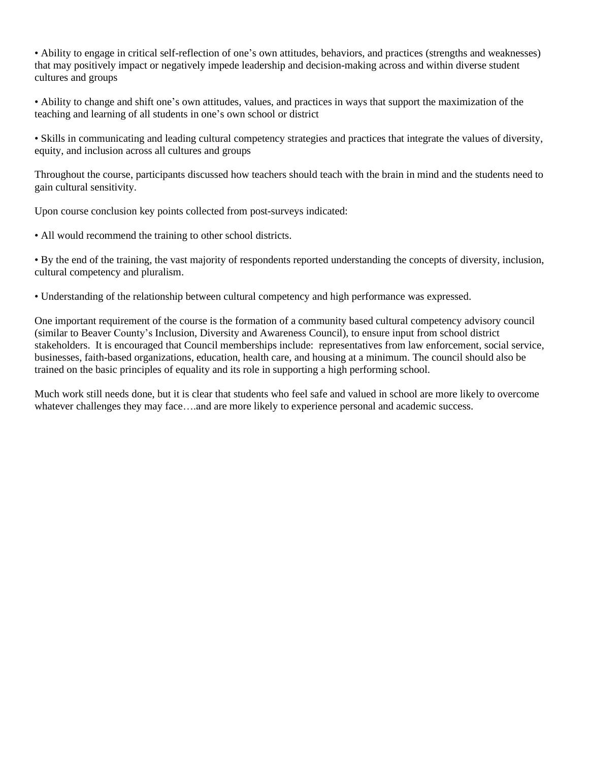- Ability to engage in critical self-reflection of one's own attitudes, behaviors, and practices (strengths and weaknesses) that may positively impact or negatively impede leadership and decision-making across and within diverse student cultures and groups

- Ability to change and shift one's own attitudes, values, and practices in ways that support the maximization of the teaching and learning of all students in one's own school or district

- Skills in communicating and leading cultural competency strategies and practices that integrate the values of diversity, equity, and inclusion across all cultures and groups

Throughout the course, participants discussed how teachers should teach with the brain in mind and the students need to gain cultural sensitivity.

Upon course conclusion key points collected from post-surveys indicated:

- All would recommend the training to other school districts.

- By the end of the training, the vast majority of respondents reported understanding the concepts of diversity, inclusion, cultural competency and pluralism.

- Understanding of the relationship between cultural competency and high performance was expressed.

One important requirement of the course is the formation of a community based cultural competency advisory council (similar to Beaver County's Inclusion, Diversity and Awareness Council), to ensure input from school district stakeholders. It is encouraged that Council memberships include: representatives from law enforcement, social service, businesses, faith-based organizations, education, health care, and housing at a minimum. The council should also be trained on the basic principles of equality and its role in supporting a high performing school.

Much work still needs done, but it is clear that students who feel safe and valued in school are more likely to overcome whatever challenges they may face….and are more likely to experience personal and academic success.